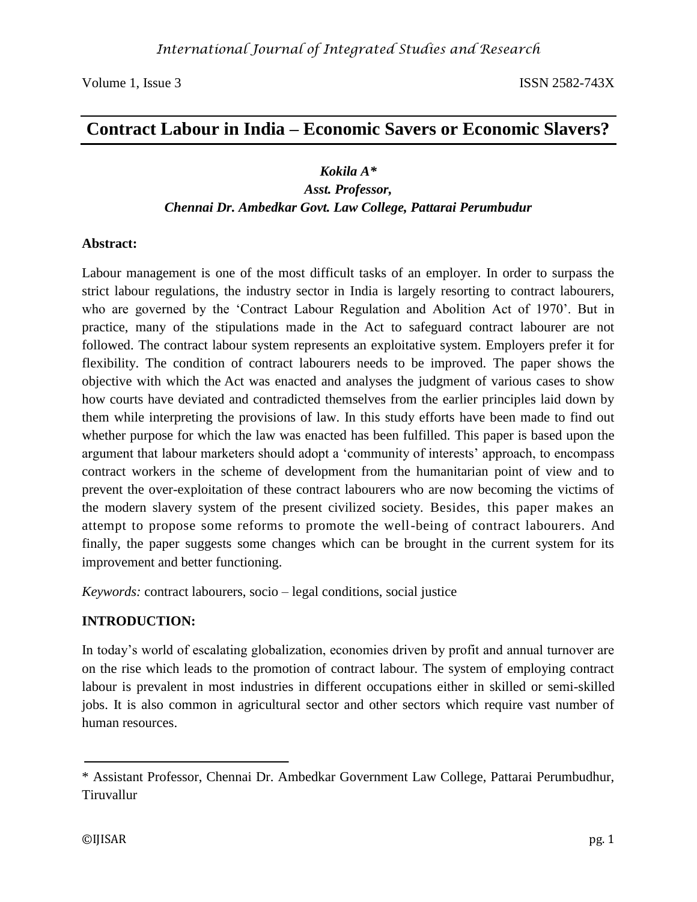# Contract Labour in India – Economic Savers or Economic Slavers?

***Kokila A****
***Asst. Professor,***
***Chennai Dr. Ambedkar Govt. Law College, Pattarai Perumbudur***

**Abstract:**

Labour management is one of the most difficult tasks of an employer. In order to surpass the strict labour regulations, the industry sector in India is largely resorting to contract labourers, who are governed by the 'Contract Labour Regulation and Abolition Act of 1970'. But in practice, many of the stipulations made in the Act to safeguard contract labourer are not followed. The contract labour system represents an exploitative system. Employers prefer it for flexibility. The condition of contract labourers needs to be improved. The paper shows the objective with which the Act was enacted and analyses the judgment of various cases to show how courts have deviated and contradicted themselves from the earlier principles laid down by them while interpreting the provisions of law. In this study efforts have been made to find out whether purpose for which the law was enacted has been fulfilled. This paper is based upon the argument that labour marketers should adopt a 'community of interests' approach, to encompass contract workers in the scheme of development from the humanitarian point of view and to prevent the over-exploitation of these contract labourers who are now becoming the victims of the modern slavery system of the present civilized society. Besides, this paper makes an attempt to propose some reforms to promote the well-being of contract labourers. And finally, the paper suggests some changes which can be brought in the current system for its improvement and better functioning.

*Keywords:* contract labourers, socio – legal conditions, social justice

**INTRODUCTION:**

In today's world of escalating globalization, economies driven by profit and annual turnover are on the rise which leads to the promotion of contract labour. The system of employing contract labour is prevalent in most industries in different occupations either in skilled or semi-skilled jobs. It is also common in agricultural sector and other sectors which require vast number of human resources.

---

* Assistant Professor, Chennai Dr. Ambedkar Government Law College, Pattarai Perumbudhur, Tiruvallur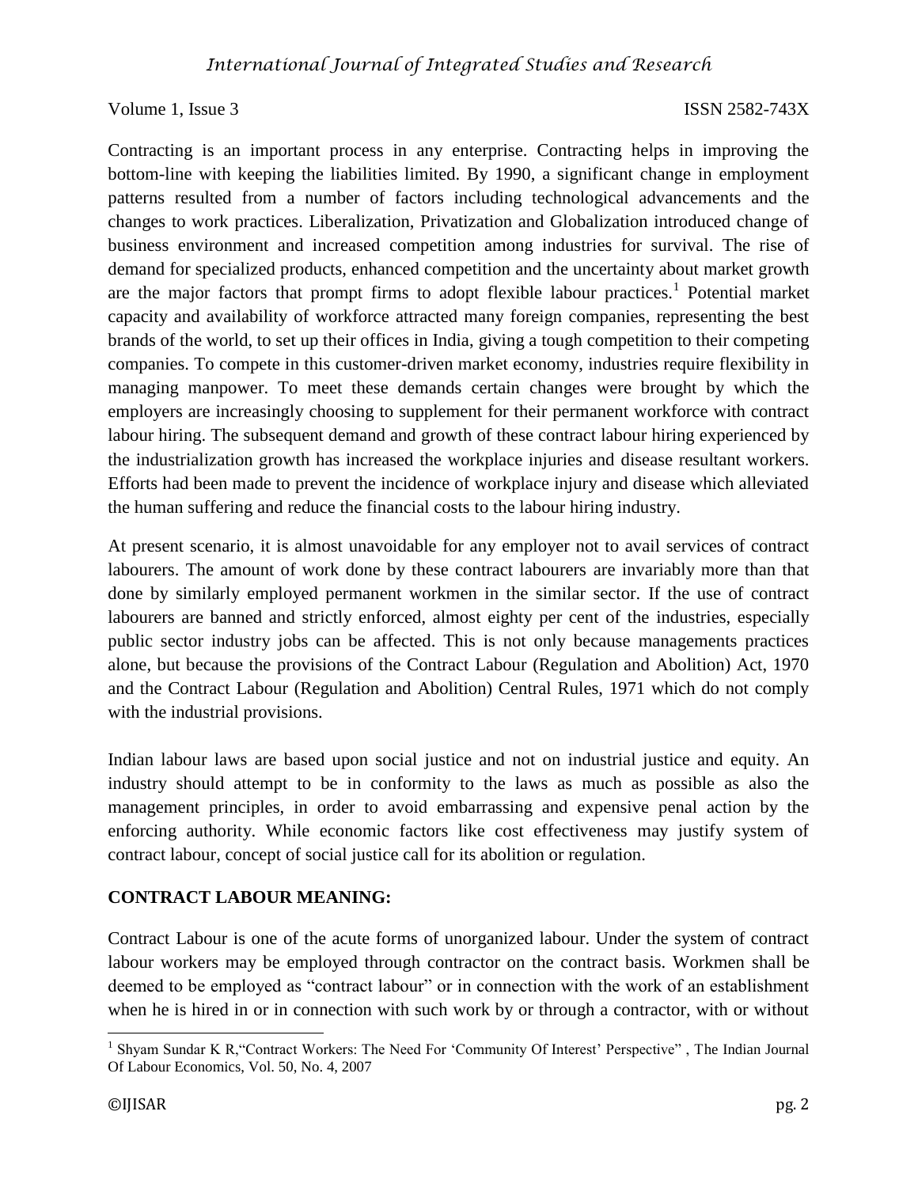Contracting is an important process in any enterprise. Contracting helps in improving the bottom-line with keeping the liabilities limited. By 1990, a significant change in employment patterns resulted from a number of factors including technological advancements and the changes to work practices. Liberalization, Privatization and Globalization introduced change of business environment and increased competition among industries for survival. The rise of demand for specialized products, enhanced competition and the uncertainty about market growth are the major factors that prompt firms to adopt flexible labour practices.[1] Potential market capacity and availability of workforce attracted many foreign companies, representing the best brands of the world, to set up their offices in India, giving a tough competition to their competing companies. To compete in this customer-driven market economy, industries require flexibility in managing manpower. To meet these demands certain changes were brought by which the employers are increasingly choosing to supplement for their permanent workforce with contract labour hiring. The subsequent demand and growth of these contract labour hiring experienced by the industrialization growth has increased the workplace injuries and disease resultant workers. Efforts had been made to prevent the incidence of workplace injury and disease which alleviated the human suffering and reduce the financial costs to the labour hiring industry.

At present scenario, it is almost unavoidable for any employer not to avail services of contract labourers. The amount of work done by these contract labourers are invariably more than that done by similarly employed permanent workmen in the similar sector. If the use of contract labourers are banned and strictly enforced, almost eighty per cent of the industries, especially public sector industry jobs can be affected. This is not only because managements practices alone, but because the provisions of the Contract Labour (Regulation and Abolition) Act, 1970 and the Contract Labour (Regulation and Abolition) Central Rules, 1971 which do not comply with the industrial provisions.

Indian labour laws are based upon social justice and not on industrial justice and equity. An industry should attempt to be in conformity to the laws as much as possible as also the management principles, in order to avoid embarrassing and expensive penal action by the enforcing authority. While economic factors like cost effectiveness may justify system of contract labour, concept of social justice call for its abolition or regulation.

## CONTRACT LABOUR MEANING:

Contract Labour is one of the acute forms of unorganized labour. Under the system of contract labour workers may be employed through contractor on the contract basis. Workmen shall be deemed to be employed as "contract labour" or in connection with the work of an establishment when he is hired in or in connection with such work by or through a contractor, with or without

---

[1] Shyam Sundar K R,"Contract Workers: The Need For 'Community Of Interest' Perspective" , The Indian Journal Of Labour Economics, Vol. 50, No. 4, 2007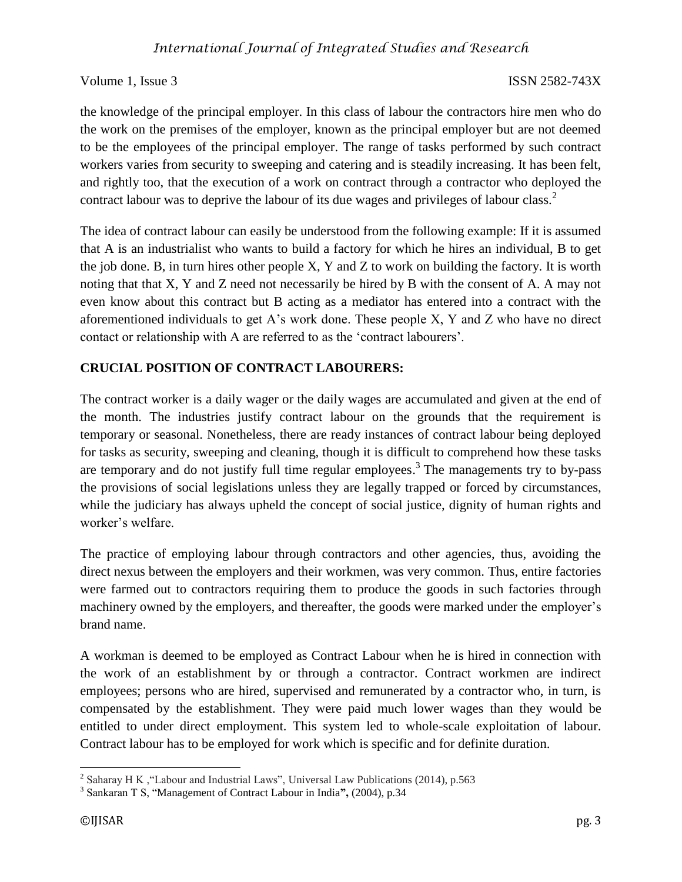the knowledge of the principal employer. In this class of labour the contractors hire men who do the work on the premises of the employer, known as the principal employer but are not deemed to be the employees of the principal employer. The range of tasks performed by such contract workers varies from security to sweeping and catering and is steadily increasing. It has been felt, and rightly too, that the execution of a work on contract through a contractor who deployed the contract labour was to deprive the labour of its due wages and privileges of labour class.[2]

The idea of contract labour can easily be understood from the following example: If it is assumed that A is an industrialist who wants to build a factory for which he hires an individual, B to get the job done. B, in turn hires other people X, Y and Z to work on building the factory. It is worth noting that that X, Y and Z need not necessarily be hired by B with the consent of A. A may not even know about this contract but B acting as a mediator has entered into a contract with the aforementioned individuals to get A's work done. These people X, Y and Z who have no direct contact or relationship with A are referred to as the 'contract labourers'.

## CRUCIAL POSITION OF CONTRACT LABOURERS:

The contract worker is a daily wager or the daily wages are accumulated and given at the end of the month. The industries justify contract labour on the grounds that the requirement is temporary or seasonal. Nonetheless, there are ready instances of contract labour being deployed for tasks as security, sweeping and cleaning, though it is difficult to comprehend how these tasks are temporary and do not justify full time regular employees.[3] The managements try to by-pass the provisions of social legislations unless they are legally trapped or forced by circumstances, while the judiciary has always upheld the concept of social justice, dignity of human rights and worker's welfare.

The practice of employing labour through contractors and other agencies, thus, avoiding the direct nexus between the employers and their workmen, was very common. Thus, entire factories were farmed out to contractors requiring them to produce the goods in such factories through machinery owned by the employers, and thereafter, the goods were marked under the employer's brand name.

A workman is deemed to be employed as Contract Labour when he is hired in connection with the work of an establishment by or through a contractor. Contract workmen are indirect employees; persons who are hired, supervised and remunerated by a contractor who, in turn, is compensated by the establishment. They were paid much lower wages than they would be entitled to under direct employment. This system led to whole-scale exploitation of labour. Contract labour has to be employed for work which is specific and for definite duration.

---

[2] Saharay H K ,"Labour and Industrial Laws", Universal Law Publications (2014), p.563

[3] Sankaran T S, "Management of Contract Labour in India**",** (2004), p.34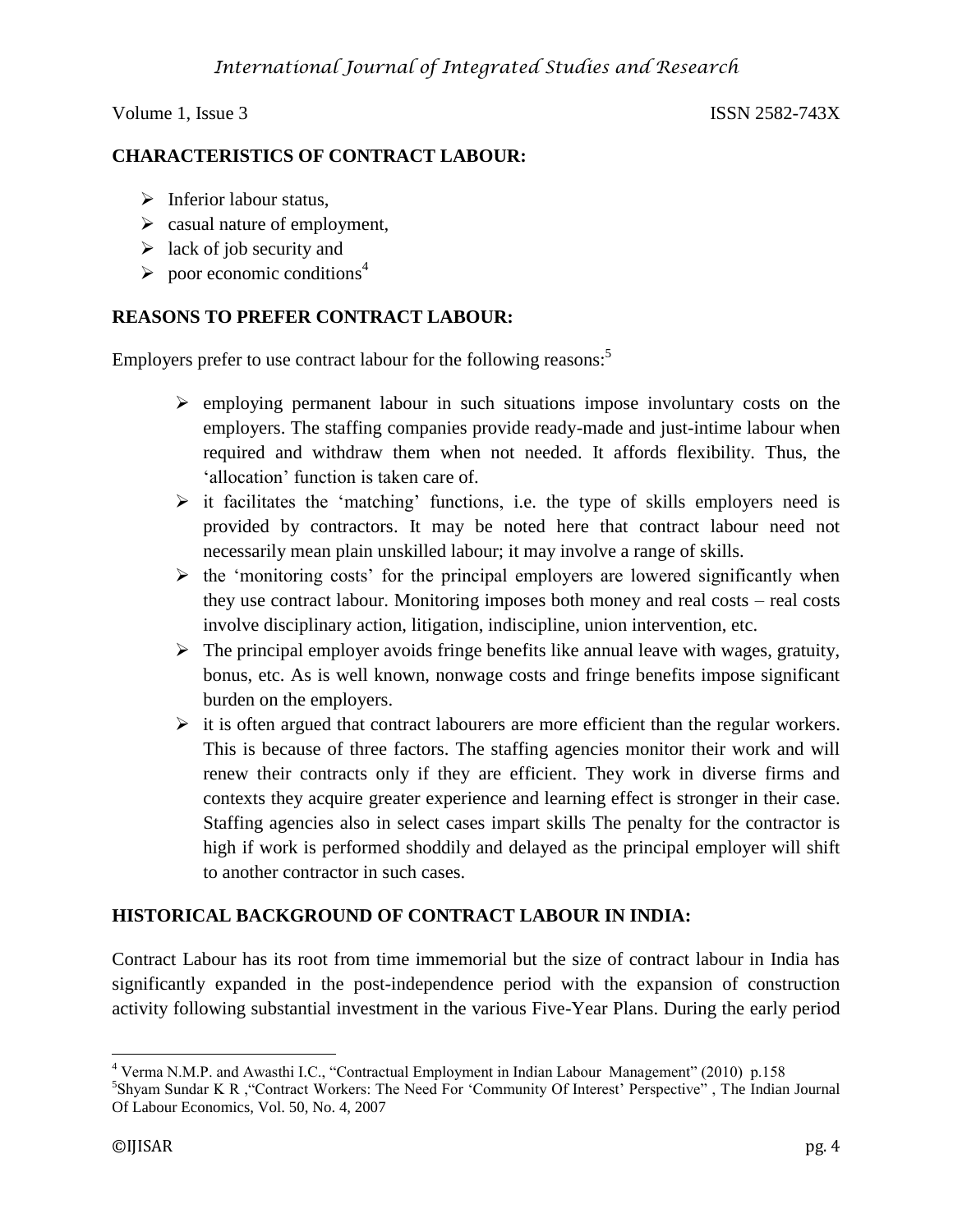## CHARACTERISTICS OF CONTRACT LABOUR:

- Inferior labour status,
- casual nature of employment,
- lack of job security and
- poor economic conditions[4]

## REASONS TO PREFER CONTRACT LABOUR:

Employers prefer to use contract labour for the following reasons:[5]

- employing permanent labour in such situations impose involuntary costs on the employers. The staffing companies provide ready-made and just-intime labour when required and withdraw them when not needed. It affords flexibility. Thus, the 'allocation' function is taken care of.
- it facilitates the 'matching' functions, i.e. the type of skills employers need is provided by contractors. It may be noted here that contract labour need not necessarily mean plain unskilled labour; it may involve a range of skills.
- the 'monitoring costs' for the principal employers are lowered significantly when they use contract labour. Monitoring imposes both money and real costs – real costs involve disciplinary action, litigation, indiscipline, union intervention, etc.
- The principal employer avoids fringe benefits like annual leave with wages, gratuity, bonus, etc. As is well known, nonwage costs and fringe benefits impose significant burden on the employers.
- it is often argued that contract labourers are more efficient than the regular workers. This is because of three factors. The staffing agencies monitor their work and will renew their contracts only if they are efficient. They work in diverse firms and contexts they acquire greater experience and learning effect is stronger in their case. Staffing agencies also in select cases impart skills The penalty for the contractor is high if work is performed shoddily and delayed as the principal employer will shift to another contractor in such cases.

## HISTORICAL BACKGROUND OF CONTRACT LABOUR IN INDIA:

Contract Labour has its root from time immemorial but the size of contract labour in India has significantly expanded in the post-independence period with the expansion of construction activity following substantial investment in the various Five-Year Plans. During the early period

---

[4] Verma N.M.P. and Awasthi I.C., "Contractual Employment in Indian Labour Management" (2010) p.158

[5] Shyam Sundar K R ,"Contract Workers: The Need For 'Community Of Interest' Perspective" , The Indian Journal Of Labour Economics, Vol. 50, No. 4, 2007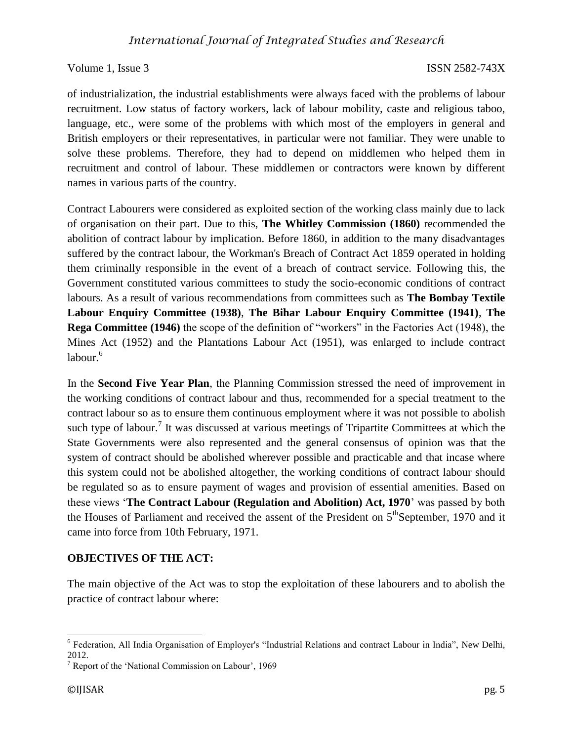of industrialization, the industrial establishments were always faced with the problems of labour recruitment. Low status of factory workers, lack of labour mobility, caste and religious taboo, language, etc., were some of the problems with which most of the employers in general and British employers or their representatives, in particular were not familiar. They were unable to solve these problems. Therefore, they had to depend on middlemen who helped them in recruitment and control of labour. These middlemen or contractors were known by different names in various parts of the country.

Contract Labourers were considered as exploited section of the working class mainly due to lack of organisation on their part. Due to this, **The Whitley Commission (1860)** recommended the abolition of contract labour by implication. Before 1860, in addition to the many disadvantages suffered by the contract labour, the Workman's Breach of Contract Act 1859 operated in holding them criminally responsible in the event of a breach of contract service. Following this, the Government constituted various committees to study the socio-economic conditions of contract labours. As a result of various recommendations from committees such as **The Bombay Textile Labour Enquiry Committee (1938)**, **The Bihar Labour Enquiry Committee (1941)**, **The Rega Committee (1946)** the scope of the definition of "workers" in the Factories Act (1948), the Mines Act (1952) and the Plantations Labour Act (1951), was enlarged to include contract labour.[6]

In the **Second Five Year Plan**, the Planning Commission stressed the need of improvement in the working conditions of contract labour and thus, recommended for a special treatment to the contract labour so as to ensure them continuous employment where it was not possible to abolish such type of labour.[7] It was discussed at various meetings of Tripartite Committees at which the State Governments were also represented and the general consensus of opinion was that the system of contract should be abolished wherever possible and practicable and that incase where this system could not be abolished altogether, the working conditions of contract labour should be regulated so as to ensure payment of wages and provision of essential amenities. Based on these views '**The Contract Labour (Regulation and Abolition) Act, 1970**' was passed by both the Houses of Parliament and received the assent of the President on 5th September, 1970 and it came into force from 10th February, 1971.

**OBJECTIVES OF THE ACT:**

The main objective of the Act was to stop the exploitation of these labourers and to abolish the practice of contract labour where:

---

[6] Federation, All India Organisation of Employer's "Industrial Relations and contract Labour in India", New Delhi, 2012.

[7] Report of the 'National Commission on Labour', 1969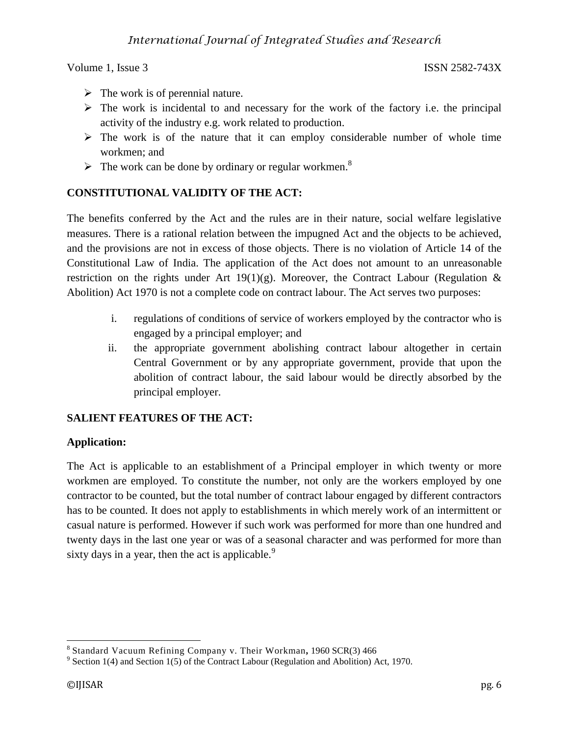- The work is of perennial nature.
- The work is incidental to and necessary for the work of the factory i.e. the principal activity of the industry e.g. work related to production.
- The work is of the nature that it can employ considerable number of whole time workmen; and
- The work can be done by ordinary or regular workmen.[8]

**CONSTITUTIONAL VALIDITY OF THE ACT:**

The benefits conferred by the Act and the rules are in their nature, social welfare legislative measures. There is a rational relation between the impugned Act and the objects to be achieved, and the provisions are not in excess of those objects. There is no violation of Article 14 of the Constitutional Law of India. The application of the Act does not amount to an unreasonable restriction on the rights under Art 19(1)(g). Moreover, the Contract Labour (Regulation & Abolition) Act 1970 is not a complete code on contract labour. The Act serves two purposes:

i. regulations of conditions of service of workers employed by the contractor who is engaged by a principal employer; and
ii. the appropriate government abolishing contract labour altogether in certain Central Government or by any appropriate government, provide that upon the abolition of contract labour, the said labour would be directly absorbed by the principal employer.

**SALIENT FEATURES OF THE ACT:**

**Application:**

The Act is applicable to an establishment of a Principal employer in which twenty or more workmen are employed. To constitute the number, not only are the workers employed by one contractor to be counted, but the total number of contract labour engaged by different contractors has to be counted. It does not apply to establishments in which merely work of an intermittent or casual nature is performed. However if such work was performed for more than one hundred and twenty days in the last one year or was of a seasonal character and was performed for more than sixty days in a year, then the act is applicable.[9]

---

[8] Standard Vacuum Refining Company v. Their Workman, 1960 SCR(3) 466

[9] Section 1(4) and Section 1(5) of the Contract Labour (Regulation and Abolition) Act, 1970.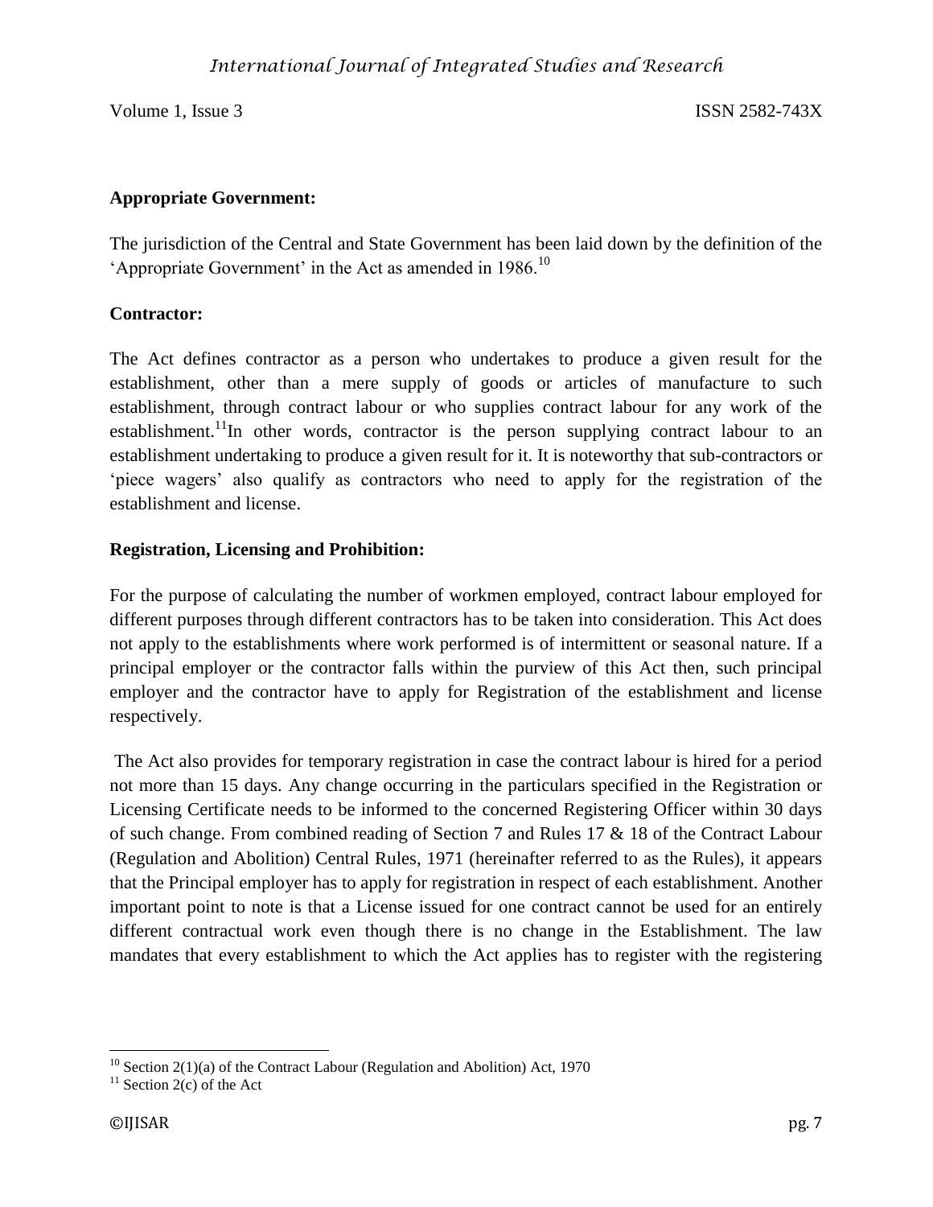**Appropriate Government:**

The jurisdiction of the Central and State Government has been laid down by the definition of the 'Appropriate Government' in the Act as amended in 1986.[10]

**Contractor:**

The Act defines contractor as a person who undertakes to produce a given result for the establishment, other than a mere supply of goods or articles of manufacture to such establishment, through contract labour or who supplies contract labour for any work of the establishment.[11]In other words, contractor is the person supplying contract labour to an establishment undertaking to produce a given result for it. It is noteworthy that sub-contractors or 'piece wagers' also qualify as contractors who need to apply for the registration of the establishment and license.

**Registration, Licensing and Prohibition:**

For the purpose of calculating the number of workmen employed, contract labour employed for different purposes through different contractors has to be taken into consideration. This Act does not apply to the establishments where work performed is of intermittent or seasonal nature. If a principal employer or the contractor falls within the purview of this Act then, such principal employer and the contractor have to apply for Registration of the establishment and license respectively.

The Act also provides for temporary registration in case the contract labour is hired for a period not more than 15 days. Any change occurring in the particulars specified in the Registration or Licensing Certificate needs to be informed to the concerned Registering Officer within 30 days of such change. From combined reading of Section 7 and Rules 17 & 18 of the Contract Labour (Regulation and Abolition) Central Rules, 1971 (hereinafter referred to as the Rules), it appears that the Principal employer has to apply for registration in respect of each establishment. Another important point to note is that a License issued for one contract cannot be used for an entirely different contractual work even though there is no change in the Establishment. The law mandates that every establishment to which the Act applies has to register with the registering

---

[10] Section 2(1)(a) of the Contract Labour (Regulation and Abolition) Act, 1970

[11] Section 2(c) of the Act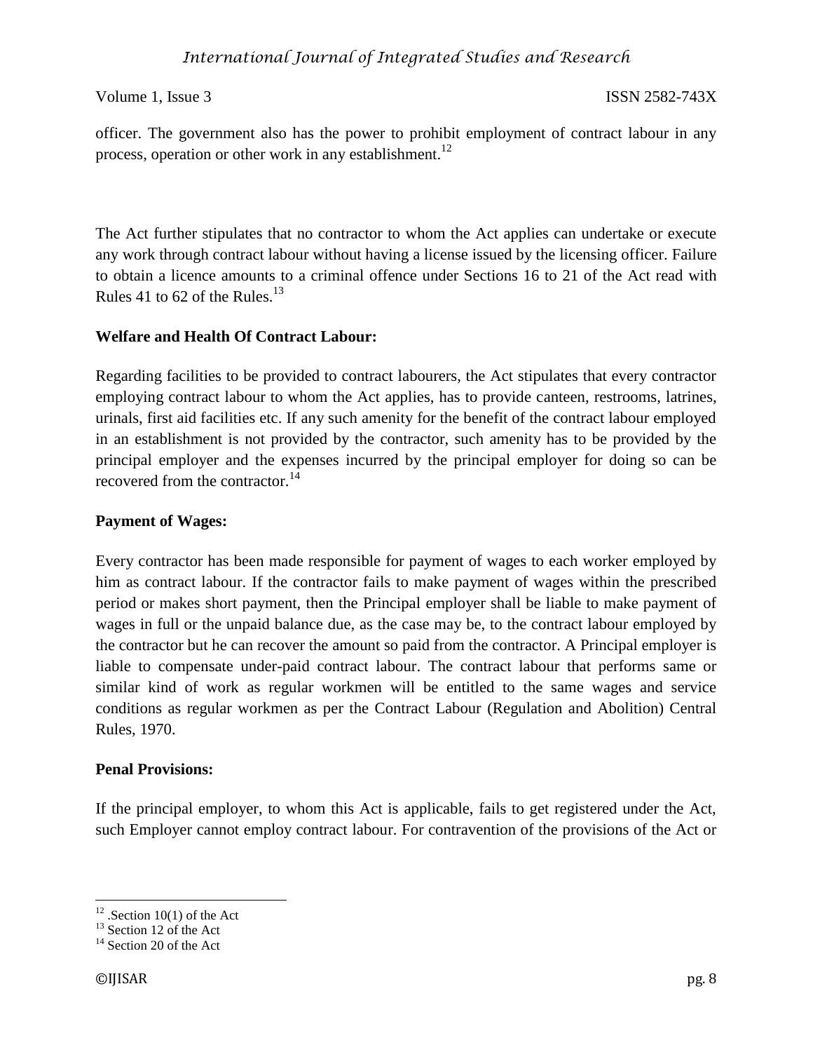officer. The government also has the power to prohibit employment of contract labour in any process, operation or other work in any establishment.[12]

The Act further stipulates that no contractor to whom the Act applies can undertake or execute any work through contract labour without having a license issued by the licensing officer. Failure to obtain a licence amounts to a criminal offence under Sections 16 to 21 of the Act read with Rules 41 to 62 of the Rules.[13]

**Welfare and Health Of Contract Labour:**

Regarding facilities to be provided to contract labourers, the Act stipulates that every contractor employing contract labour to whom the Act applies, has to provide canteen, restrooms, latrines, urinals, first aid facilities etc. If any such amenity for the benefit of the contract labour employed in an establishment is not provided by the contractor, such amenity has to be provided by the principal employer and the expenses incurred by the principal employer for doing so can be recovered from the contractor.[14]

**Payment of Wages:**

Every contractor has been made responsible for payment of wages to each worker employed by him as contract labour. If the contractor fails to make payment of wages within the prescribed period or makes short payment, then the Principal employer shall be liable to make payment of wages in full or the unpaid balance due, as the case may be, to the contract labour employed by the contractor but he can recover the amount so paid from the contractor. A Principal employer is liable to compensate under-paid contract labour. The contract labour that performs same or similar kind of work as regular workmen will be entitled to the same wages and service conditions as regular workmen as per the Contract Labour (Regulation and Abolition) Central Rules, 1970.

**Penal Provisions:**

If the principal employer, to whom this Act is applicable, fails to get registered under the Act, such Employer cannot employ contract labour. For contravention of the provisions of the Act or

---

[12] .Section 10(1) of the Act

[13] Section 12 of the Act

[14] Section 20 of the Act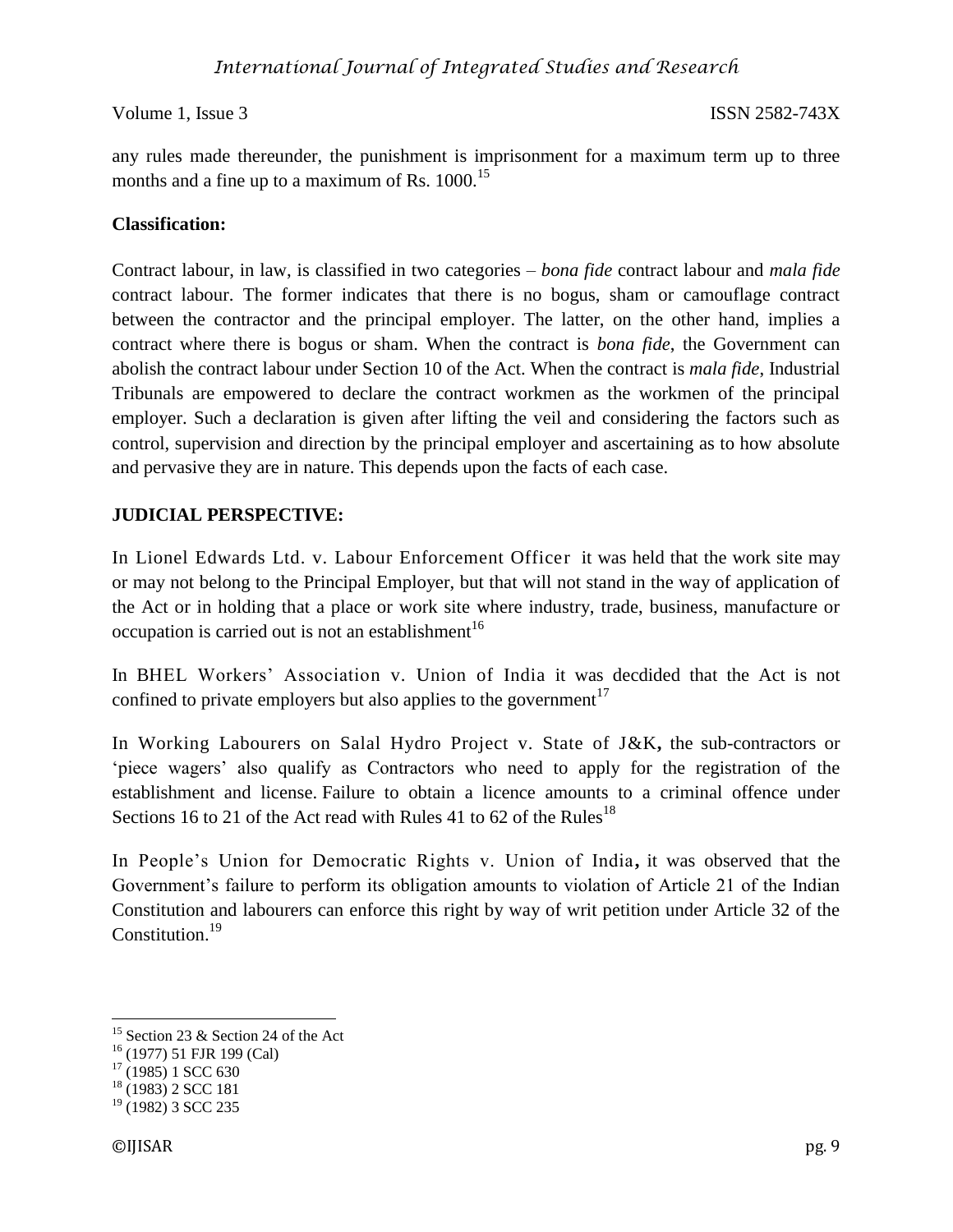any rules made thereunder, the punishment is imprisonment for a maximum term up to three months and a fine up to a maximum of Rs. 1000.[15]

**Classification:**

Contract labour, in law, is classified in two categories – *bona fide* contract labour and *mala fide* contract labour. The former indicates that there is no bogus, sham or camouflage contract between the contractor and the principal employer. The latter, on the other hand, implies a contract where there is bogus or sham. When the contract is *bona fide*, the Government can abolish the contract labour under Section 10 of the Act. When the contract is *mala fide*, Industrial Tribunals are empowered to declare the contract workmen as the workmen of the principal employer. Such a declaration is given after lifting the veil and considering the factors such as control, supervision and direction by the principal employer and ascertaining as to how absolute and pervasive they are in nature. This depends upon the facts of each case.

**JUDICIAL PERSPECTIVE:**

In Lionel Edwards Ltd. v. Labour Enforcement Officer it was held that the work site may or may not belong to the Principal Employer, but that will not stand in the way of application of the Act or in holding that a place or work site where industry, trade, business, manufacture or occupation is carried out is not an establishment[16]

In BHEL Workers' Association v. Union of India it was decdided that the Act is not confined to private employers but also applies to the government[17]

In Working Labourers on Salal Hydro Project v. State of J&K**,** the sub-contractors or 'piece wagers' also qualify as Contractors who need to apply for the registration of the establishment and license. Failure to obtain a licence amounts to a criminal offence under Sections 16 to 21 of the Act read with Rules 41 to 62 of the Rules[18]

In People's Union for Democratic Rights v. Union of India**,** it was observed that the Government's failure to perform its obligation amounts to violation of Article 21 of the Indian Constitution and labourers can enforce this right by way of writ petition under Article 32 of the Constitution.[19]

---

[15] Section 23 & Section 24 of the Act

[16] (1977) 51 FJR 199 (Cal)

[17] (1985) 1 SCC 630

[18] (1983) 2 SCC 181

[19] (1982) 3 SCC 235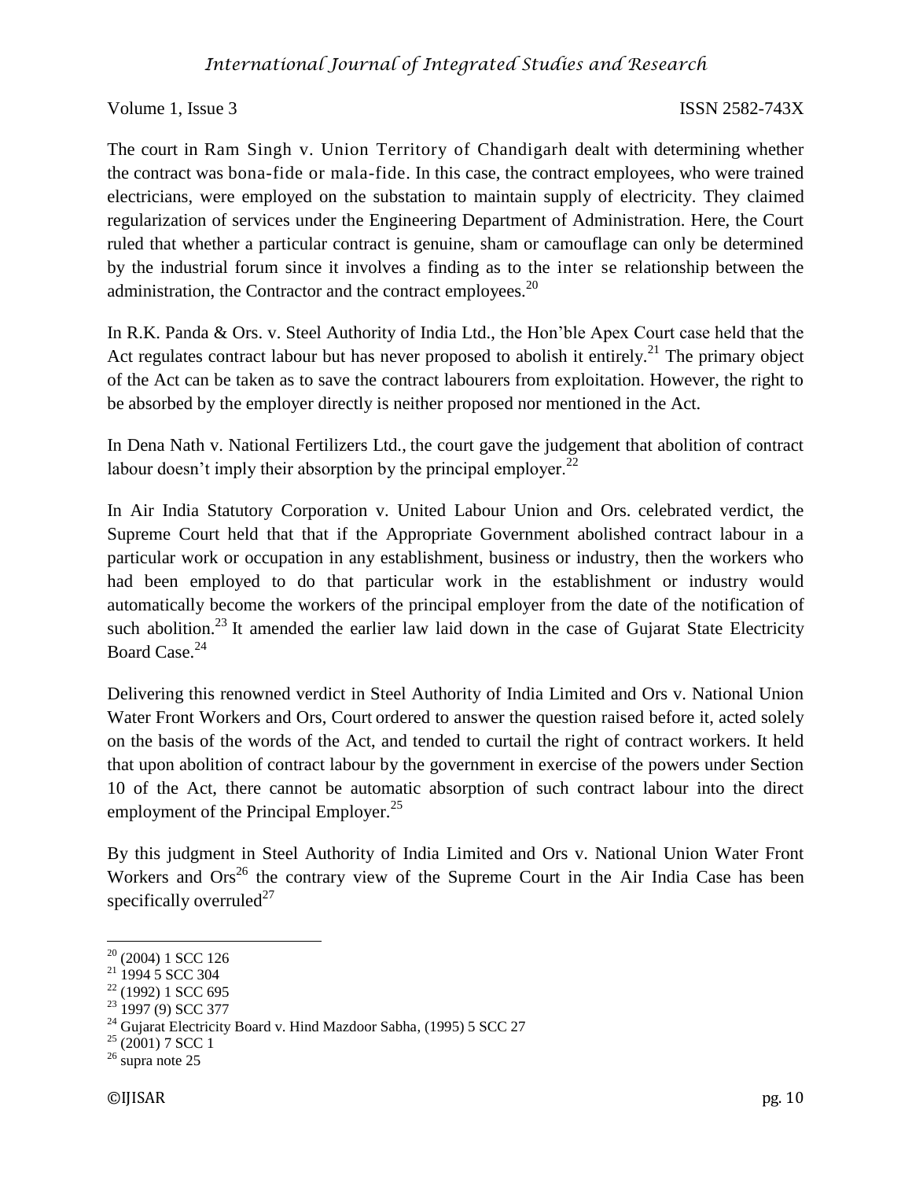The court in Ram Singh v. Union Territory of Chandigarh dealt with determining whether the contract was bona-fide or mala-fide. In this case, the contract employees, who were trained electricians, were employed on the substation to maintain supply of electricity. They claimed regularization of services under the Engineering Department of Administration. Here, the Court ruled that whether a particular contract is genuine, sham or camouflage can only be determined by the industrial forum since it involves a finding as to the inter se relationship between the administration, the Contractor and the contract employees.[20]

In R.K. Panda & Ors. v. Steel Authority of India Ltd., the Hon'ble Apex Court case held that the Act regulates contract labour but has never proposed to abolish it entirely.[21] The primary object of the Act can be taken as to save the contract labourers from exploitation. However, the right to be absorbed by the employer directly is neither proposed nor mentioned in the Act.

In Dena Nath v. National Fertilizers Ltd., the court gave the judgement that abolition of contract labour doesn't imply their absorption by the principal employer.[22]

In Air India Statutory Corporation v. United Labour Union and Ors. celebrated verdict, the Supreme Court held that that if the Appropriate Government abolished contract labour in a particular work or occupation in any establishment, business or industry, then the workers who had been employed to do that particular work in the establishment or industry would automatically become the workers of the principal employer from the date of the notification of such abolition.[23] It amended the earlier law laid down in the case of Gujarat State Electricity Board Case.[24]

Delivering this renowned verdict in Steel Authority of India Limited and Ors v. National Union Water Front Workers and Ors, Court ordered to answer the question raised before it, acted solely on the basis of the words of the Act, and tended to curtail the right of contract workers. It held that upon abolition of contract labour by the government in exercise of the powers under Section 10 of the Act, there cannot be automatic absorption of such contract labour into the direct employment of the Principal Employer.[25]

By this judgment in Steel Authority of India Limited and Ors v. National Union Water Front Workers and Ors[26] the contrary view of the Supreme Court in the Air India Case has been specifically overruled[27]

---

[20] (2004) 1 SCC 126

[21] 1994 5 SCC 304

[22] (1992) 1 SCC 695

[23] 1997 (9) SCC 377

[24] Gujarat Electricity Board v. Hind Mazdoor Sabha, (1995) 5 SCC 27

[25] (2001) 7 SCC 1

[26] supra note 25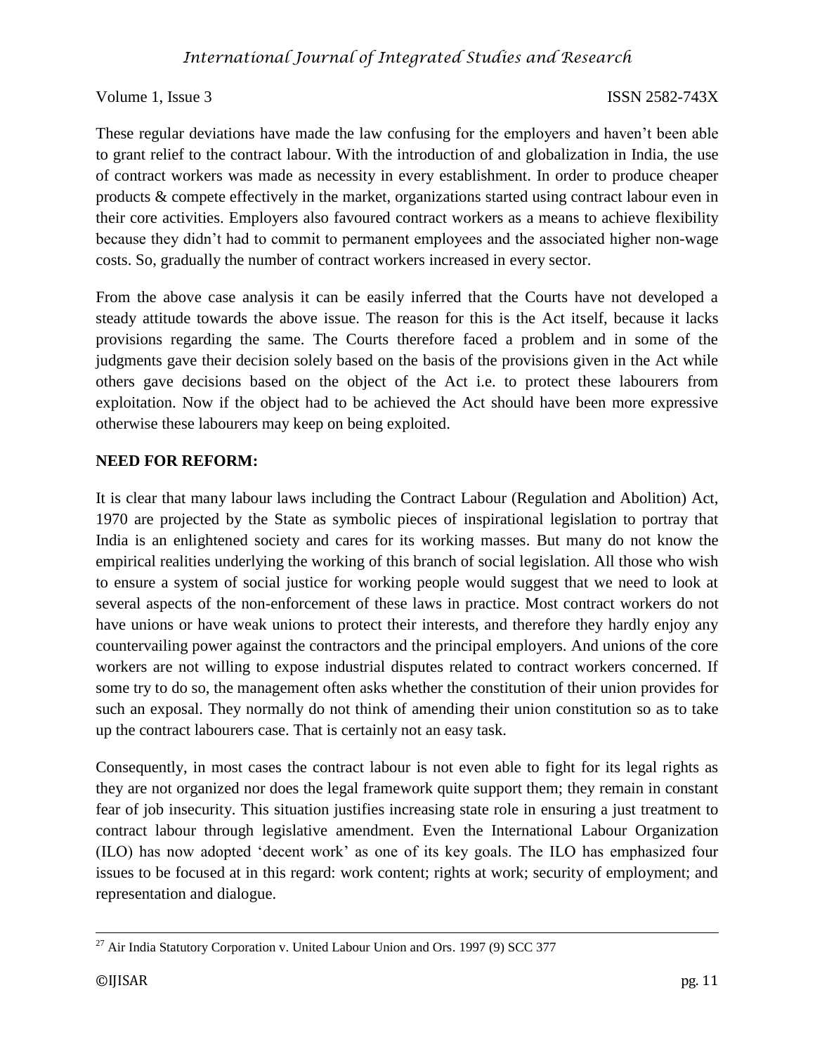These regular deviations have made the law confusing for the employers and haven't been able to grant relief to the contract labour. With the introduction of and globalization in India, the use of contract workers was made as necessity in every establishment. In order to produce cheaper products & compete effectively in the market, organizations started using contract labour even in their core activities. Employers also favoured contract workers as a means to achieve flexibility because they didn't had to commit to permanent employees and the associated higher non-wage costs. So, gradually the number of contract workers increased in every sector.

From the above case analysis it can be easily inferred that the Courts have not developed a steady attitude towards the above issue. The reason for this is the Act itself, because it lacks provisions regarding the same. The Courts therefore faced a problem and in some of the judgments gave their decision solely based on the basis of the provisions given in the Act while others gave decisions based on the object of the Act i.e. to protect these labourers from exploitation. Now if the object had to be achieved the Act should have been more expressive otherwise these labourers may keep on being exploited.

**NEED FOR REFORM:**

It is clear that many labour laws including the Contract Labour (Regulation and Abolition) Act, 1970 are projected by the State as symbolic pieces of inspirational legislation to portray that India is an enlightened society and cares for its working masses. But many do not know the empirical realities underlying the working of this branch of social legislation. All those who wish to ensure a system of social justice for working people would suggest that we need to look at several aspects of the non-enforcement of these laws in practice. Most contract workers do not have unions or have weak unions to protect their interests, and therefore they hardly enjoy any countervailing power against the contractors and the principal employers. And unions of the core workers are not willing to expose industrial disputes related to contract workers concerned. If some try to do so, the management often asks whether the constitution of their union provides for such an exposal. They normally do not think of amending their union constitution so as to take up the contract labourers case. That is certainly not an easy task.

Consequently, in most cases the contract labour is not even able to fight for its legal rights as they are not organized nor does the legal framework quite support them; they remain in constant fear of job insecurity. This situation justifies increasing state role in ensuring a just treatment to contract labour through legislative amendment. Even the International Labour Organization (ILO) has now adopted 'decent work' as one of its key goals. The ILO has emphasized four issues to be focused at in this regard: work content; rights at work; security of employment; and representation and dialogue.

---

[27] Air India Statutory Corporation v. United Labour Union and Ors. 1997 (9) SCC 377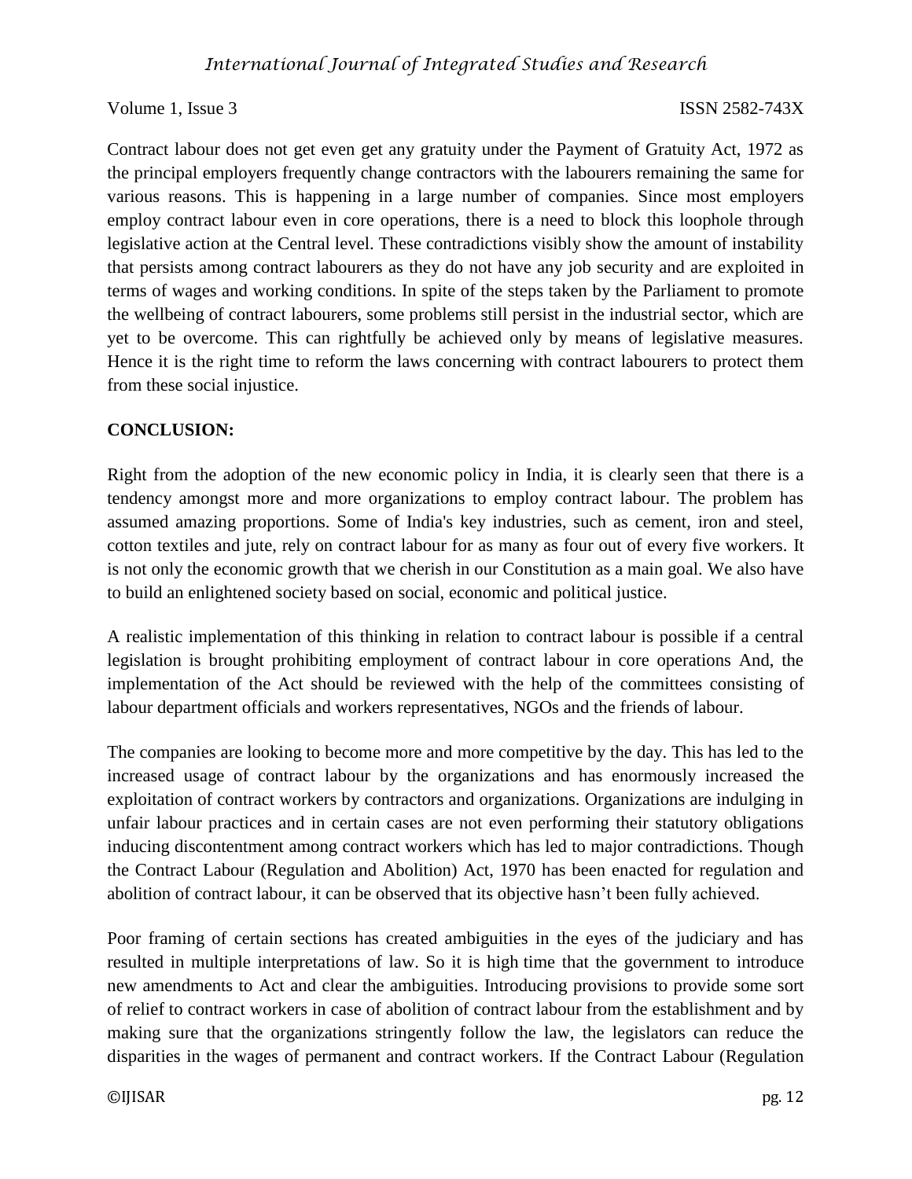Contract labour does not get even get any gratuity under the Payment of Gratuity Act, 1972 as the principal employers frequently change contractors with the labourers remaining the same for various reasons. This is happening in a large number of companies. Since most employers employ contract labour even in core operations, there is a need to block this loophole through legislative action at the Central level. These contradictions visibly show the amount of instability that persists among contract labourers as they do not have any job security and are exploited in terms of wages and working conditions. In spite of the steps taken by the Parliament to promote the wellbeing of contract labourers, some problems still persist in the industrial sector, which are yet to be overcome. This can rightfully be achieved only by means of legislative measures. Hence it is the right time to reform the laws concerning with contract labourers to protect them from these social injustice.

## CONCLUSION:

Right from the adoption of the new economic policy in India, it is clearly seen that there is a tendency amongst more and more organizations to employ contract labour. The problem has assumed amazing proportions. Some of India's key industries, such as cement, iron and steel, cotton textiles and jute, rely on contract labour for as many as four out of every five workers. It is not only the economic growth that we cherish in our Constitution as a main goal. We also have to build an enlightened society based on social, economic and political justice.

A realistic implementation of this thinking in relation to contract labour is possible if a central legislation is brought prohibiting employment of contract labour in core operations And, the implementation of the Act should be reviewed with the help of the committees consisting of labour department officials and workers representatives, NGOs and the friends of labour.

The companies are looking to become more and more competitive by the day. This has led to the increased usage of contract labour by the organizations and has enormously increased the exploitation of contract workers by contractors and organizations. Organizations are indulging in unfair labour practices and in certain cases are not even performing their statutory obligations inducing discontentment among contract workers which has led to major contradictions. Though the Contract Labour (Regulation and Abolition) Act, 1970 has been enacted for regulation and abolition of contract labour, it can be observed that its objective hasn't been fully achieved.

Poor framing of certain sections has created ambiguities in the eyes of the judiciary and has resulted in multiple interpretations of law. So it is high time that the government to introduce new amendments to Act and clear the ambiguities. Introducing provisions to provide some sort of relief to contract workers in case of abolition of contract labour from the establishment and by making sure that the organizations stringently follow the law, the legislators can reduce the disparities in the wages of permanent and contract workers. If the Contract Labour (Regulation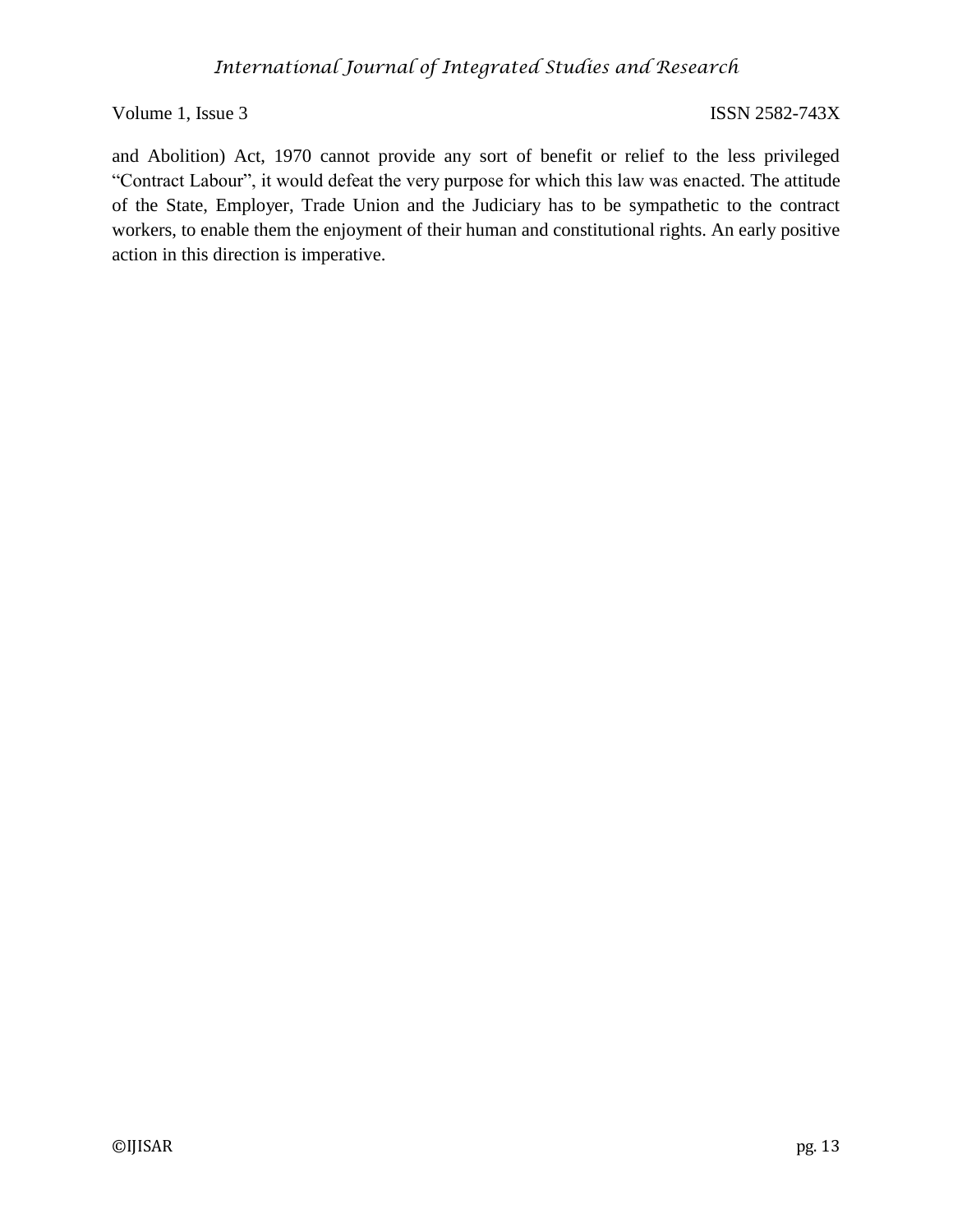and Abolition) Act, 1970 cannot provide any sort of benefit or relief to the less privileged "Contract Labour", it would defeat the very purpose for which this law was enacted. The attitude of the State, Employer, Trade Union and the Judiciary has to be sympathetic to the contract workers, to enable them the enjoyment of their human and constitutional rights. An early positive action in this direction is imperative.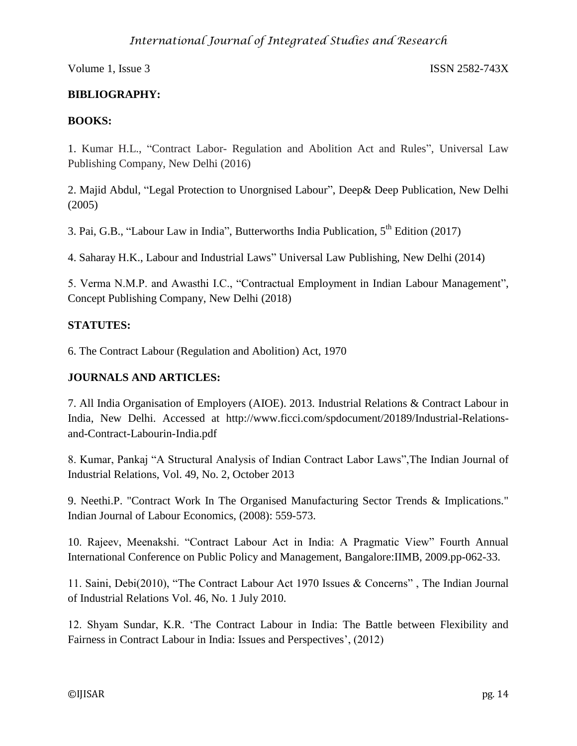## BIBLIOGRAPHY:

### BOOKS:

1. Kumar H.L., "Contract Labor- Regulation and Abolition Act and Rules", Universal Law Publishing Company, New Delhi (2016)

2. Majid Abdul, "Legal Protection to Unorgnised Labour", Deep& Deep Publication, New Delhi (2005)

3. Pai, G.B., "Labour Law in India", Butterworths India Publication, 5th Edition (2017)

4. Saharay H.K., Labour and Industrial Laws" Universal Law Publishing, New Delhi (2014)

5. Verma N.M.P. and Awasthi I.C., "Contractual Employment in Indian Labour Management", Concept Publishing Company, New Delhi (2018)

### STATUTES:

6. The Contract Labour (Regulation and Abolition) Act, 1970

### JOURNALS AND ARTICLES:

7. All India Organisation of Employers (AIOE). 2013. Industrial Relations & Contract Labour in India, New Delhi. Accessed at http://www.ficci.com/spdocument/20189/Industrial-Relations-and-Contract-Labourin-India.pdf

8. Kumar, Pankaj "A Structural Analysis of Indian Contract Labor Laws",The Indian Journal of Industrial Relations, Vol. 49, No. 2, October 2013

9. Neethi.P. "Contract Work In The Organised Manufacturing Sector Trends & Implications." Indian Journal of Labour Economics, (2008): 559-573.

10. Rajeev, Meenakshi. "Contract Labour Act in India: A Pragmatic View" Fourth Annual International Conference on Public Policy and Management, Bangalore:IIMB, 2009.pp-062-33.

11. Saini, Debi(2010), "The Contract Labour Act 1970 Issues & Concerns" , The Indian Journal of Industrial Relations Vol. 46, No. 1 July 2010.

12. Shyam Sundar, K.R. 'The Contract Labour in India: The Battle between Flexibility and Fairness in Contract Labour in India: Issues and Perspectives', (2012)